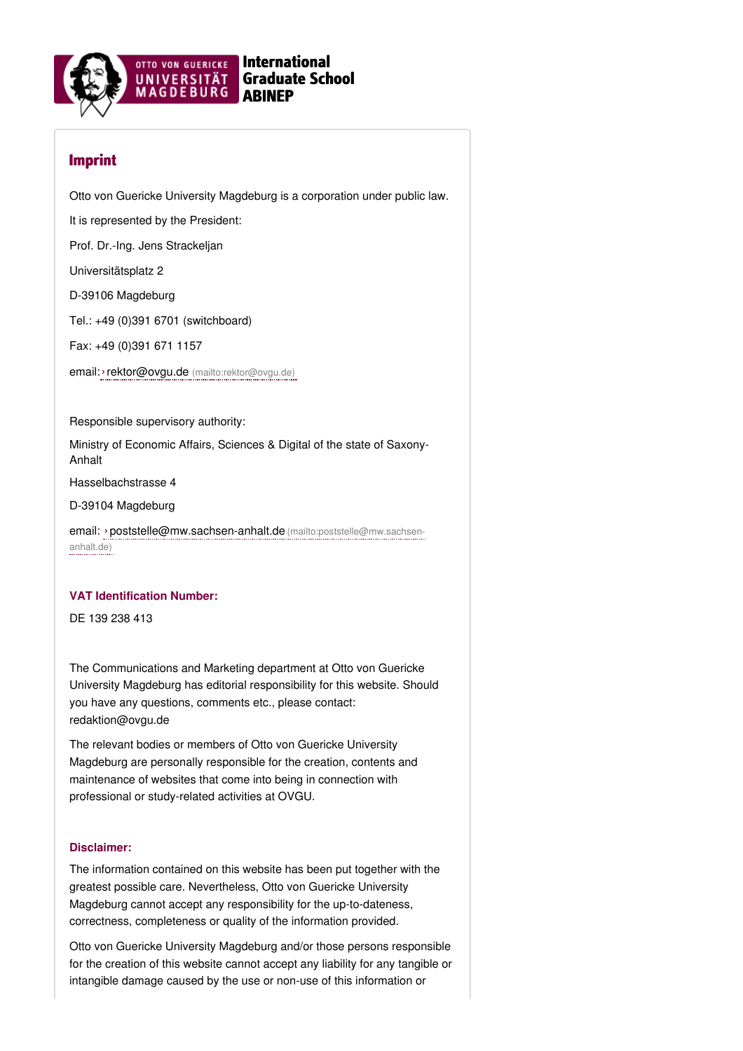OTTO VON GUERICKE UNIVERSITÄT MAGDEBURG

**International Graduate School ABINEP**

# Imprint

Otto von Guericke University Magdeburg is a corporation under public law.

It is represented by the President:

Prof. Dr.-Ing. Jens Strackeljan

Universitätsplatz 2

D-39106 Magdeburg

Tel.: +49 (0)391 6701 (switchboard)

Fax: +49 (0)391 671 1157

email: › rektor@ovgu.de (mailto:rektor@ovgu.de)

Responsible supervisory authority:

Ministry of Economic Affairs, Sciences & Digital of the state of Saxony-Anhalt

Hasselbachstrasse 4

D-39104 Magdeburg

email: › poststelle@mw.sachsen-anhalt.de (mailto:poststelle@mw.sachsen-anhalt.de)

### VAT Identification Number:

DE 139 238 413

The Communications and Marketing department at Otto von Guericke University Magdeburg has editorial responsibility for this website. Should you have any questions, comments etc., please contact: redaktion@ovgu.de

The relevant bodies or members of Otto von Guericke University Magdeburg are personally responsible for the creation, contents and maintenance of websites that come into being in connection with professional or study-related activities at OVGU.

### Disclaimer:

The information contained on this website has been put together with the greatest possible care. Nevertheless, Otto von Guericke University Magdeburg cannot accept any responsibility for the up-to-dateness, correctness, completeness or quality of the information provided.

Otto von Guericke University Magdeburg and/or those persons responsible for the creation of this website cannot accept any liability for any tangible or intangible damage caused by the use or non-use of this information or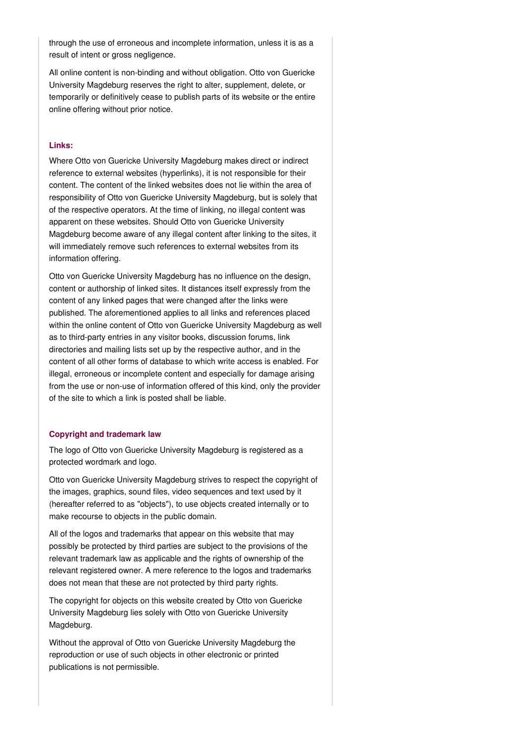through the use of erroneous and incomplete information, unless it is as a result of intent or gross negligence.

All online content is non-binding and without obligation. Otto von Guericke University Magdeburg reserves the right to alter, supplement, delete, or temporarily or definitively cease to publish parts of its website or the entire online offering without prior notice.

### Links:

Where Otto von Guericke University Magdeburg makes direct or indirect reference to external websites (hyperlinks), it is not responsible for their content. The content of the linked websites does not lie within the area of responsibility of Otto von Guericke University Magdeburg, but is solely that of the respective operators. At the time of linking, no illegal content was apparent on these websites. Should Otto von Guericke University Magdeburg become aware of any illegal content after linking to the sites, it will immediately remove such references to external websites from its information offering.

Otto von Guericke University Magdeburg has no influence on the design, content or authorship of linked sites. It distances itself expressly from the content of any linked pages that were changed after the links were published. The aforementioned applies to all links and references placed within the online content of Otto von Guericke University Magdeburg as well as to third-party entries in any visitor books, discussion forums, link directories and mailing lists set up by the respective author, and in the content of all other forms of database to which write access is enabled. For illegal, erroneous or incomplete content and especially for damage arising from the use or non-use of information offered of this kind, only the provider of the site to which a link is posted shall be liable.

### Copyright and trademark law

The logo of Otto von Guericke University Magdeburg is registered as a protected wordmark and logo.

Otto von Guericke University Magdeburg strives to respect the copyright of the images, graphics, sound files, video sequences and text used by it (hereafter referred to as "objects"), to use objects created internally or to make recourse to objects in the public domain.

All of the logos and trademarks that appear on this website that may possibly be protected by third parties are subject to the provisions of the relevant trademark law as applicable and the rights of ownership of the relevant registered owner. A mere reference to the logos and trademarks does not mean that these are not protected by third party rights.

The copyright for objects on this website created by Otto von Guericke University Magdeburg lies solely with Otto von Guericke University Magdeburg.

Without the approval of Otto von Guericke University Magdeburg the reproduction or use of such objects in other electronic or printed publications is not permissible.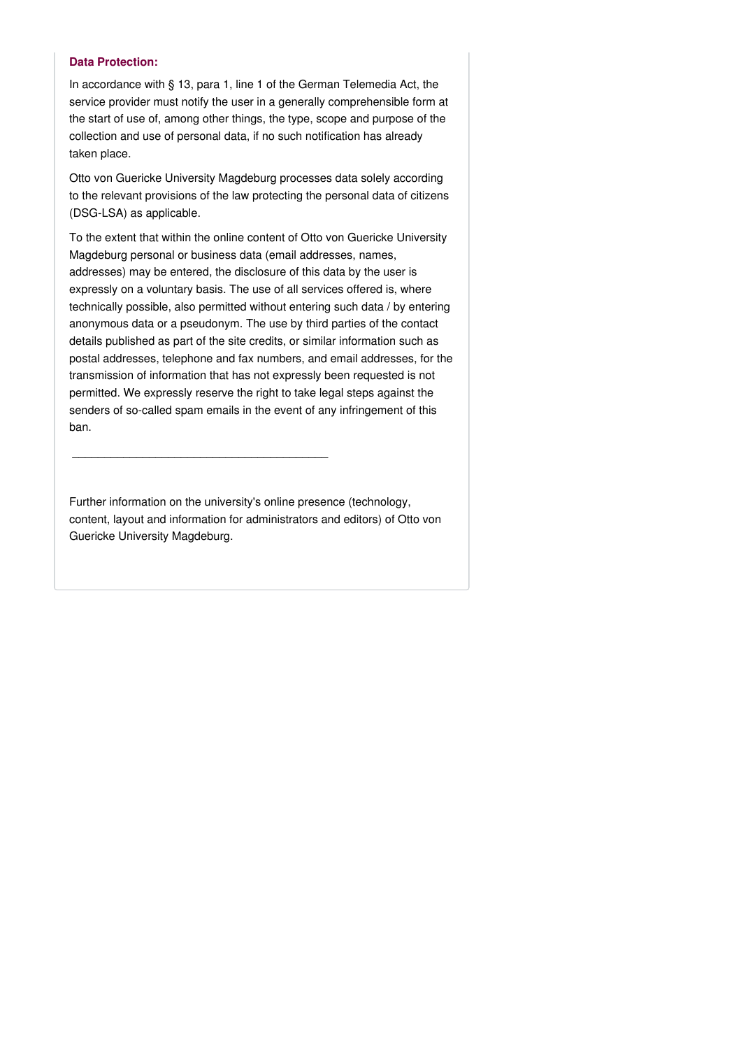**Data Protection:**

In accordance with § 13, para 1, line 1 of the German Telemedia Act, the service provider must notify the user in a generally comprehensible form at the start of use of, among other things, the type, scope and purpose of the collection and use of personal data, if no such notification has already taken place.

Otto von Guericke University Magdeburg processes data solely according to the relevant provisions of the law protecting the personal data of citizens (DSG-LSA) as applicable.

To the extent that within the online content of Otto von Guericke University Magdeburg personal or business data (email addresses, names, addresses) may be entered, the disclosure of this data by the user is expressly on a voluntary basis. The use of all services offered is, where technically possible, also permitted without entering such data / by entering anonymous data or a pseudonym. The use by third parties of the contact details published as part of the site credits, or similar information such as postal addresses, telephone and fax numbers, and email addresses, for the transmission of information that has not expressly been requested is not permitted. We expressly reserve the right to take legal steps against the senders of so-called spam emails in the event of any infringement of this ban.

---

Further information on the university's online presence (technology, content, layout and information for administrators and editors) of Otto von Guericke University Magdeburg.